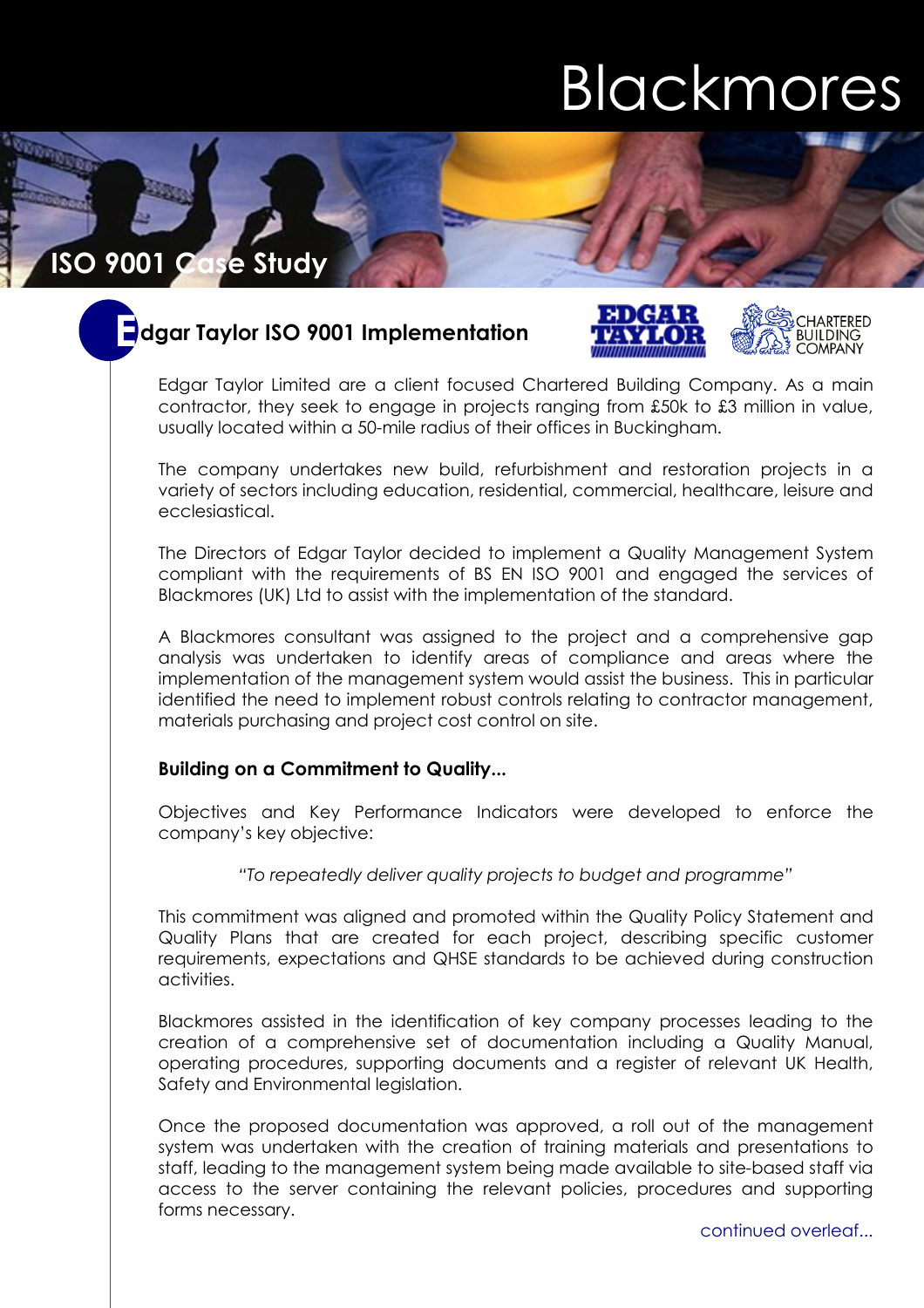# Blackmores

## ISO 9001 Case Study

### Edgar Taylor ISO 9001 Implementation

EDGAR TAYLOR

CHARTERED BUILDING COMPANY

Edgar Taylor Limited are a client focused Chartered Building Company. As a main contractor, they seek to engage in projects ranging from £50k to £3 million in value, usually located within a 50-mile radius of their offices in Buckingham.

The company undertakes new build, refurbishment and restoration projects in a variety of sectors including education, residential, commercial, healthcare, leisure and ecclesiastical.

The Directors of Edgar Taylor decided to implement a Quality Management System compliant with the requirements of BS EN ISO 9001 and engaged the services of Blackmores (UK) Ltd to assist with the implementation of the standard.

A Blackmores consultant was assigned to the project and a comprehensive gap analysis was undertaken to identify areas of compliance and areas where the implementation of the management system would assist the business. This in particular identified the need to implement robust controls relating to contractor management, materials purchasing and project cost control on site.

**Building on a Commitment to Quality...**

Objectives and Key Performance Indicators were developed to enforce the company's key objective:

*"To repeatedly deliver quality projects to budget and programme"*

This commitment was aligned and promoted within the Quality Policy Statement and Quality Plans that are created for each project, describing specific customer requirements, expectations and QHSE standards to be achieved during construction activities.

Blackmores assisted in the identification of key company processes leading to the creation of a comprehensive set of documentation including a Quality Manual, operating procedures, supporting documents and a register of relevant UK Health, Safety and Environmental legislation.

Once the proposed documentation was approved, a roll out of the management system was undertaken with the creation of training materials and presentations to staff, leading to the management system being made available to site-based staff via access to the server containing the relevant policies, procedures and supporting forms necessary.

continued overleaf...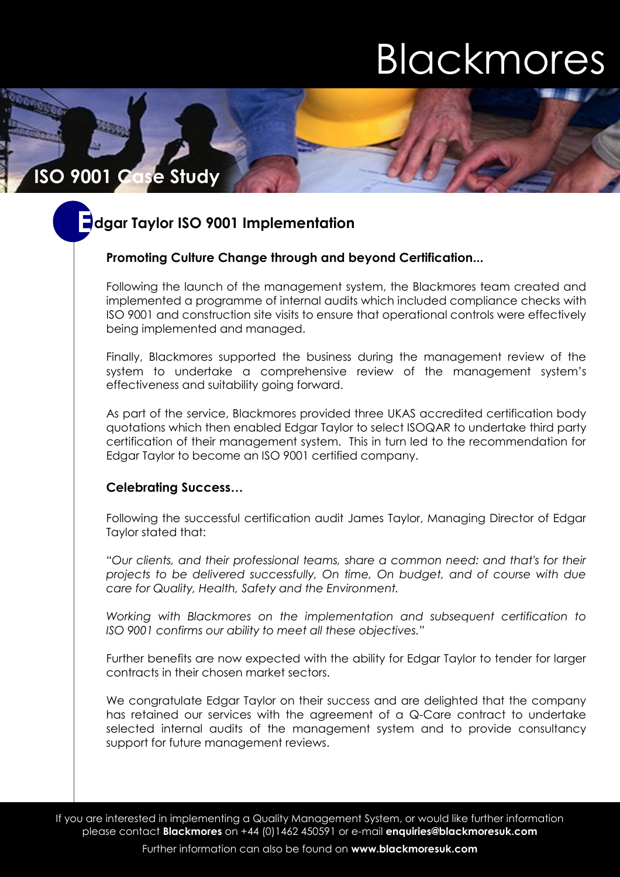# Blackmores

## ISO 9001 Case Study

## Edgar Taylor ISO 9001 Implementation

### Promoting Culture Change through and beyond Certification...

Following the launch of the management system, the Blackmores team created and implemented a programme of internal audits which included compliance checks with ISO 9001 and construction site visits to ensure that operational controls were effectively being implemented and managed.

Finally, Blackmores supported the business during the management review of the system to undertake a comprehensive review of the management system's effectiveness and suitability going forward.

As part of the service, Blackmores provided three UKAS accredited certification body quotations which then enabled Edgar Taylor to select ISOQAR to undertake third party certification of their management system. This in turn led to the recommendation for Edgar Taylor to become an ISO 9001 certified company.

### Celebrating Success…

Following the successful certification audit James Taylor, Managing Director of Edgar Taylor stated that:

*"Our clients, and their professional teams, share a common need: and that's for their projects to be delivered successfully, On time, On budget, and of course with due care for Quality, Health, Safety and the Environment.*

*Working with Blackmores on the implementation and subsequent certification to ISO 9001 confirms our ability to meet all these objectives."*

Further benefits are now expected with the ability for Edgar Taylor to tender for larger contracts in their chosen market sectors.

We congratulate Edgar Taylor on their success and are delighted that the company has retained our services with the agreement of a Q-Care contract to undertake selected internal audits of the management system and to provide consultancy support for future management reviews.

If you are interested in implementing a Quality Management System, or would like further information please contact **Blackmores** on +44 (0)1462 450591 or e-mail **enquiries@blackmoresuk.com**

Further information can also be found on **www.blackmoresuk.com**